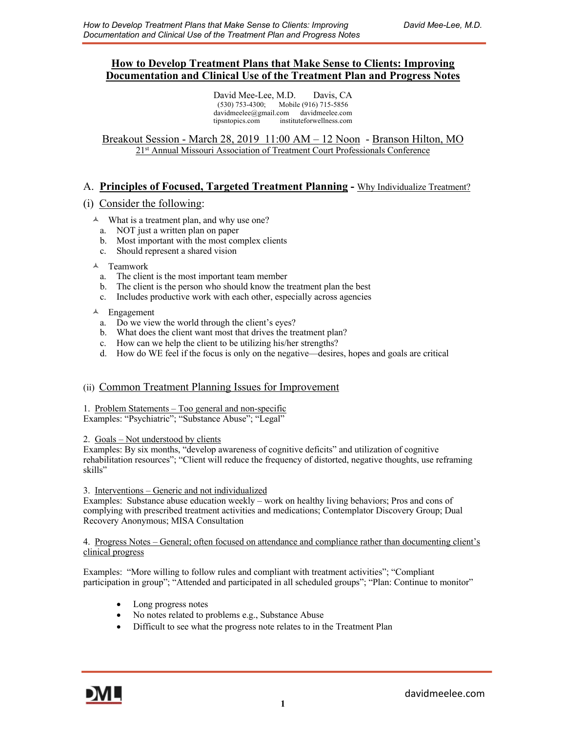# How to Develop Treatment Plans that Make Sense to Clients: Improving Documentation and Clinical Use of the Treatment Plan and Progress Notes

David Mee-Lee, M.D. Davis, CA
(530) 753-4300; Mobile (916) 715-5856
davidmeelee@gmail.com davidmeelee.com
tipsntopics.com instituteforwellness.com

Breakout Session - March 28, 2019 11:00 AM – 12 Noon - Branson Hilton, MO
21st Annual Missouri Association of Treatment Court Professionals Conference

## A. Principles of Focused, Targeted Treatment Planning - Why Individualize Treatment?

### (i) Consider the following:

- What is a treatment plan, and why use one?
  a. NOT just a written plan on paper
  b. Most important with the most complex clients
  c. Should represent a shared vision
- Teamwork
  a. The client is the most important team member
  b. The client is the person who should know the treatment plan the best
  c. Includes productive work with each other, especially across agencies
- Engagement
  a. Do we view the world through the client's eyes?
  b. What does the client want most that drives the treatment plan?
  c. How can we help the client to be utilizing his/her strengths?
  d. How do WE feel if the focus is only on the negative—desires, hopes and goals are critical

### (ii) Common Treatment Planning Issues for Improvement

1. Problem Statements – Too general and non-specific
Examples: "Psychiatric"; "Substance Abuse"; "Legal"

2. Goals – Not understood by clients
Examples: By six months, "develop awareness of cognitive deficits" and utilization of cognitive rehabilitation resources"; "Client will reduce the frequency of distorted, negative thoughts, use reframing skills"

3. Interventions – Generic and not individualized
Examples: Substance abuse education weekly – work on healthy living behaviors; Pros and cons of complying with prescribed treatment activities and medications; Contemplator Discovery Group; Dual Recovery Anonymous; MISA Consultation

4. Progress Notes – General; often focused on attendance and compliance rather than documenting client's clinical progress

Examples: "More willing to follow rules and compliant with treatment activities"; "Compliant participation in group"; "Attended and participated in all scheduled groups"; "Plan: Continue to monitor"

- Long progress notes
- No notes related to problems e.g., Substance Abuse
- Difficult to see what the progress note relates to in the Treatment Plan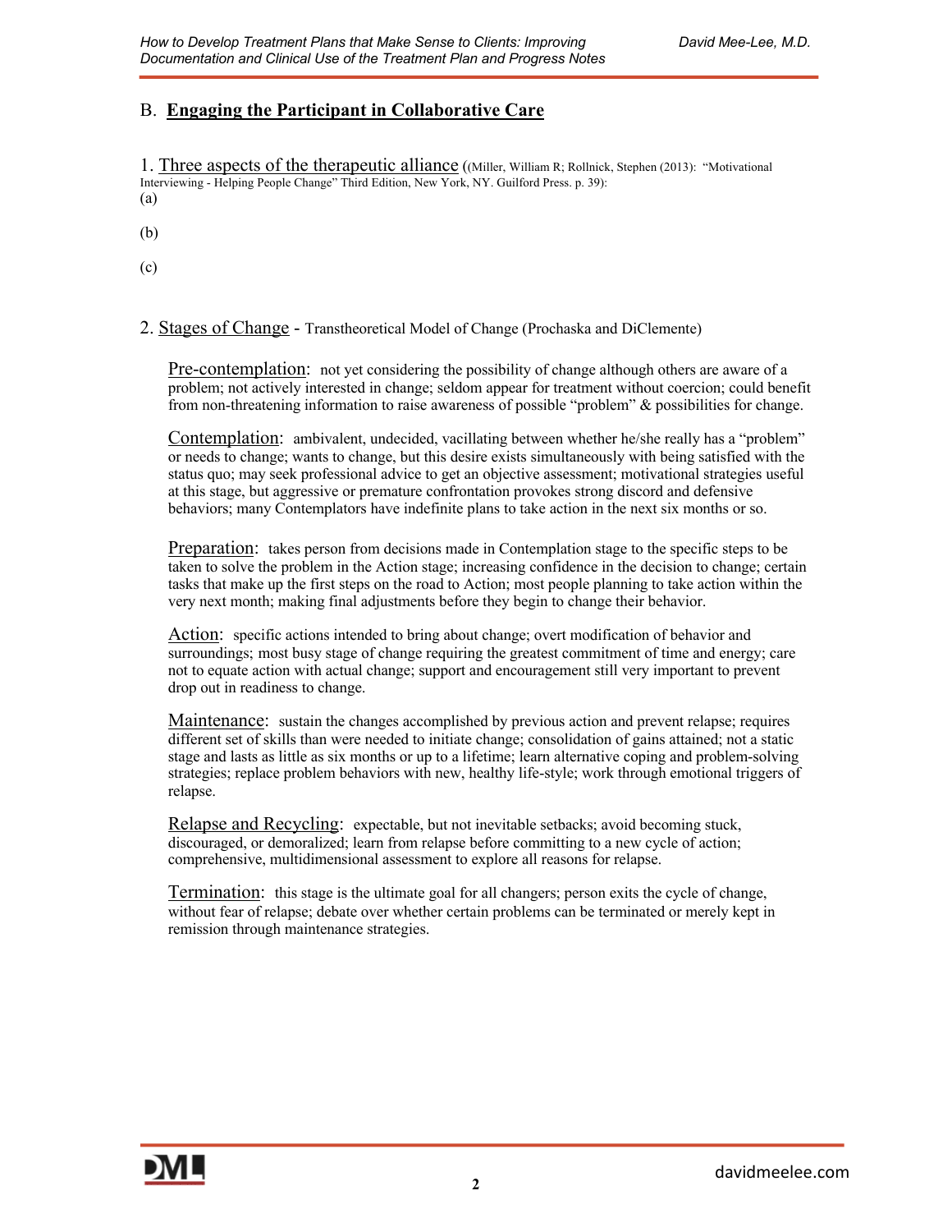## B. **Engaging the Participant in Collaborative Care**

1. Three aspects of the therapeutic alliance ((Miller, William R; Rollnick, Stephen (2013): "Motivational Interviewing - Helping People Change" Third Edition, New York, NY. Guilford Press. p. 39):

(a)

(b)

(c)

2. Stages of Change - Transtheoretical Model of Change (Prochaska and DiClemente)

Pre-contemplation: not yet considering the possibility of change although others are aware of a problem; not actively interested in change; seldom appear for treatment without coercion; could benefit from non-threatening information to raise awareness of possible "problem" & possibilities for change.

Contemplation: ambivalent, undecided, vacillating between whether he/she really has a "problem" or needs to change; wants to change, but this desire exists simultaneously with being satisfied with the status quo; may seek professional advice to get an objective assessment; motivational strategies useful at this stage, but aggressive or premature confrontation provokes strong discord and defensive behaviors; many Contemplators have indefinite plans to take action in the next six months or so.

Preparation: takes person from decisions made in Contemplation stage to the specific steps to be taken to solve the problem in the Action stage; increasing confidence in the decision to change; certain tasks that make up the first steps on the road to Action; most people planning to take action within the very next month; making final adjustments before they begin to change their behavior.

Action: specific actions intended to bring about change; overt modification of behavior and surroundings; most busy stage of change requiring the greatest commitment of time and energy; care not to equate action with actual change; support and encouragement still very important to prevent drop out in readiness to change.

Maintenance: sustain the changes accomplished by previous action and prevent relapse; requires different set of skills than were needed to initiate change; consolidation of gains attained; not a static stage and lasts as little as six months or up to a lifetime; learn alternative coping and problem-solving strategies; replace problem behaviors with new, healthy life-style; work through emotional triggers of relapse.

Relapse and Recycling: expectable, but not inevitable setbacks; avoid becoming stuck, discouraged, or demoralized; learn from relapse before committing to a new cycle of action; comprehensive, multidimensional assessment to explore all reasons for relapse.

Termination: this stage is the ultimate goal for all changers; person exits the cycle of change, without fear of relapse; debate over whether certain problems can be terminated or merely kept in remission through maintenance strategies.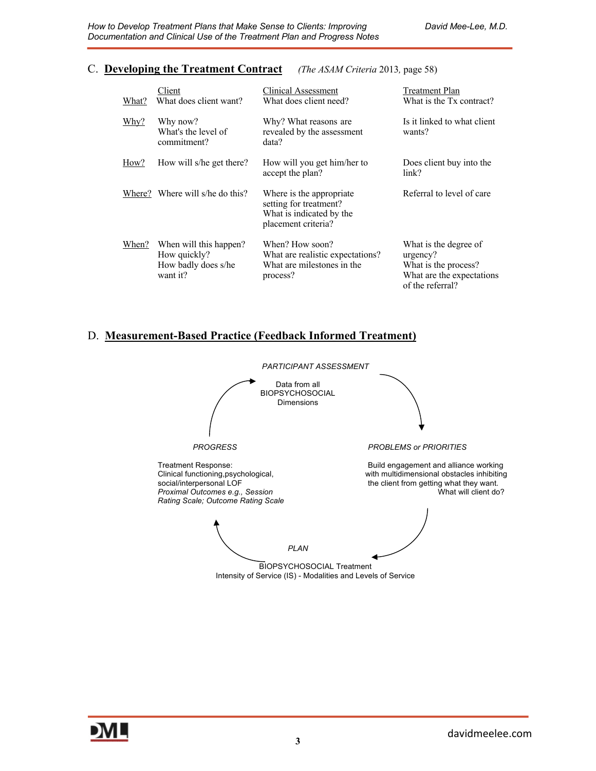## C. **Developing the Treatment Contract** *(The ASAM Criteria* 2013*,* page 58)

| | Client | Clinical Assessment | Treatment Plan |
|---|---|---|---|
| What? | What does client want? | What does client need? | What is the Tx contract? |
| Why? | Why now? What's the level of commitment? | Why? What reasons are revealed by the assessment data? | Is it linked to what client wants? |
| How? | How will s/he get there? | How will you get him/her to accept the plan? | Does client buy into the link? |
| Where? | Where will s/he do this? | Where is the appropriate setting for treatment? What is indicated by the placement criteria? | Referral to level of care |
| When? | When will this happen? How quickly? How badly does s/he want it? | When? How soon? What are realistic expectations? What are milestones in the process? | What is the degree of urgency? What is the process? What are the expectations of the referral? |

## D. **Measurement-Based Practice (Feedback Informed Treatment)**

*PARTICIPANT ASSESSMENT*

Data from all BIOPSYCHOSOCIAL Dimensions

*PROBLEMS or PRIORITIES*

Build engagement and alliance working with multidimensional obstacles inhibiting the client from getting what they want. What will client do?

*PLAN*

BIOPSYCHOSOCIAL Treatment
Intensity of Service (IS) - Modalities and Levels of Service

*PROGRESS*

Treatment Response:
Clinical functioning,psychological, social/interpersonal LOF
*Proximal Outcomes e.g., Session Rating Scale; Outcome Rating Scale*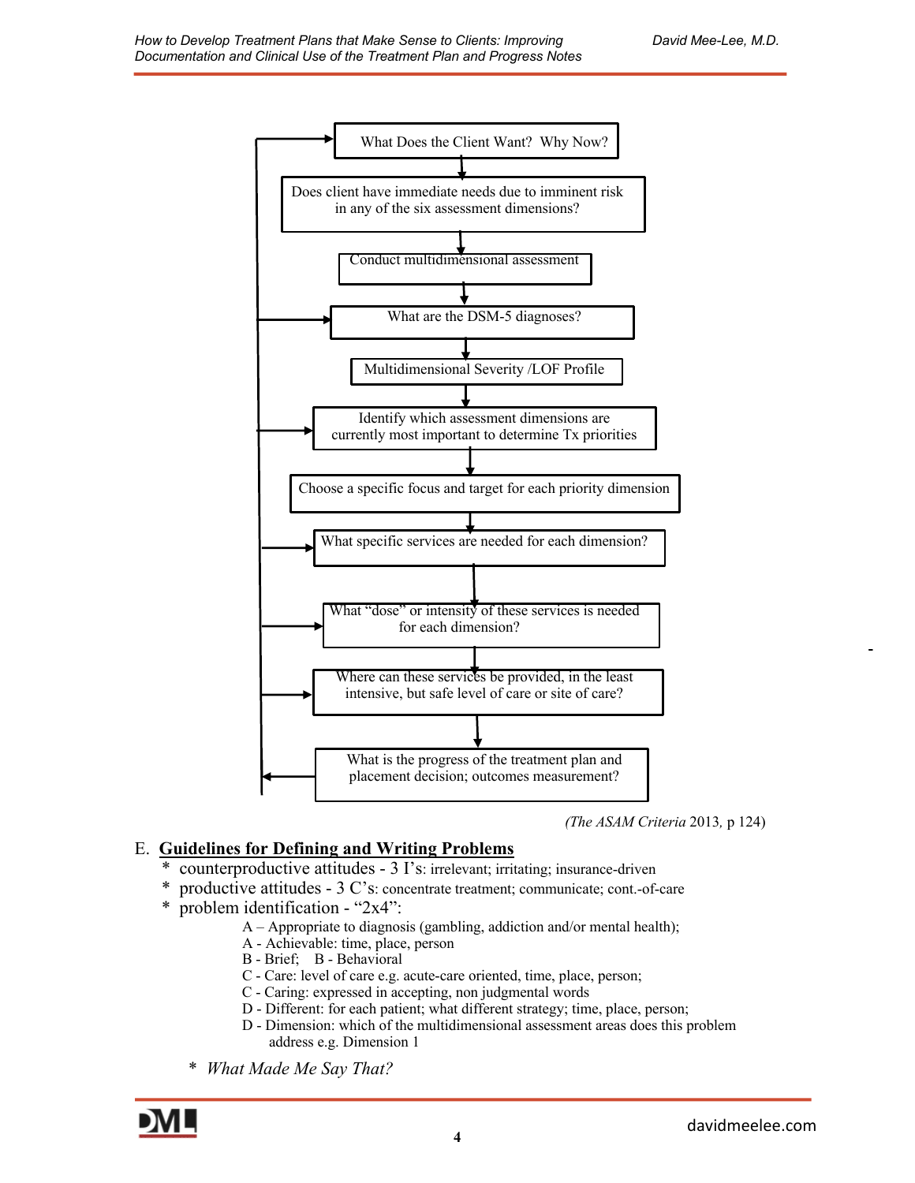What Does the Client Want? Why Now?

↓

Does client have immediate needs due to imminent risk in any of the six assessment dimensions?

↓

Conduct multidimensional assessment

↓

What are the DSM-5 diagnoses?

↓

Multidimensional Severity /LOF Profile

↓

Identify which assessment dimensions are currently most important to determine Tx priorities

↓

Choose a specific focus and target for each priority dimension

↓

What specific services are needed for each dimension?

↓

What "dose" or intensity of these services is needed for each dimension?

↓

Where can these services be provided, in the least intensive, but safe level of care or site of care?

↓

What is the progress of the treatment plan and placement decision; outcomes measurement?

(*The ASAM Criteria* 2013*,* p 124)

E. **Guidelines for Defining and Writing Problems**

- counterproductive attitudes - 3 I's: irrelevant; irritating; insurance-driven
- productive attitudes - 3 C's: concentrate treatment; communicate; cont.-of-care
- problem identification - "2x4":
  - A – Appropriate to diagnosis (gambling, addiction and/or mental health);
  - A - Achievable: time, place, person
  - B - Brief; B - Behavioral
  - C - Care: level of care e.g. acute-care oriented, time, place, person;
  - C - Caring: expressed in accepting, non judgmental words
  - D - Different: for each patient; what different strategy; time, place, person;
  - D - Dimension: which of the multidimensional assessment areas does this problem address e.g. Dimension 1
- *What Made Me Say That?*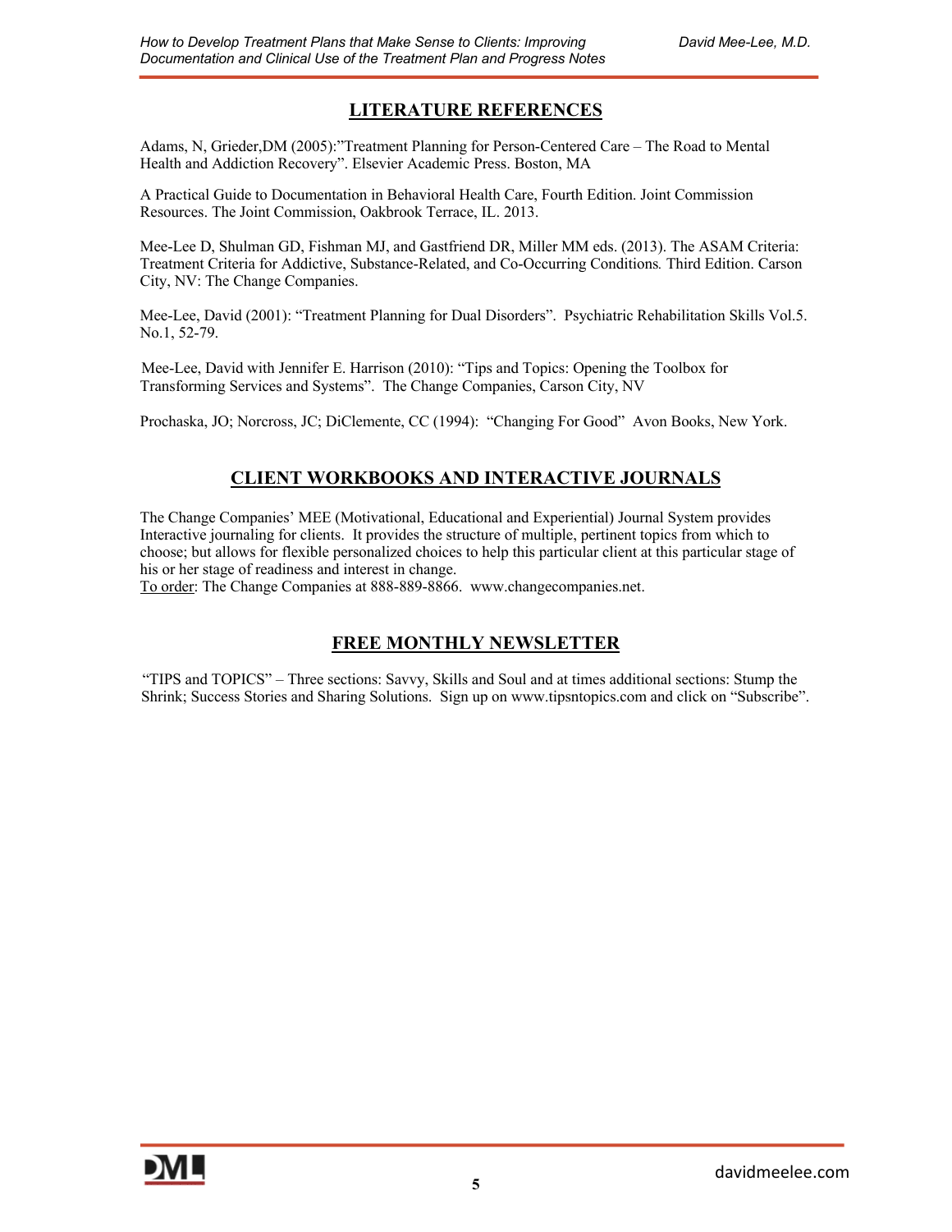## LITERATURE REFERENCES

Adams, N, Grieder,DM (2005):"Treatment Planning for Person-Centered Care – The Road to Mental Health and Addiction Recovery". Elsevier Academic Press. Boston, MA

A Practical Guide to Documentation in Behavioral Health Care, Fourth Edition. Joint Commission Resources. The Joint Commission, Oakbrook Terrace, IL. 2013.

Mee-Lee D, Shulman GD, Fishman MJ, and Gastfriend DR, Miller MM eds. (2013). The ASAM Criteria: Treatment Criteria for Addictive, Substance-Related, and Co-Occurring Conditions*.* Third Edition. Carson City, NV: The Change Companies.

Mee-Lee, David (2001): "Treatment Planning for Dual Disorders". Psychiatric Rehabilitation Skills Vol.5. No.1, 52-79.

Mee-Lee, David with Jennifer E. Harrison (2010): "Tips and Topics: Opening the Toolbox for Transforming Services and Systems". The Change Companies, Carson City, NV

Prochaska, JO; Norcross, JC; DiClemente, CC (1994): "Changing For Good" Avon Books, New York.

## CLIENT WORKBOOKS AND INTERACTIVE JOURNALS

The Change Companies' MEE (Motivational, Educational and Experiential) Journal System provides Interactive journaling for clients. It provides the structure of multiple, pertinent topics from which to choose; but allows for flexible personalized choices to help this particular client at this particular stage of his or her stage of readiness and interest in change.
To order: The Change Companies at 888-889-8866. www.changecompanies.net.

## FREE MONTHLY NEWSLETTER

"TIPS and TOPICS" – Three sections: Savvy, Skills and Soul and at times additional sections: Stump the Shrink; Success Stories and Sharing Solutions. Sign up on www.tipsntopics.com and click on "Subscribe".